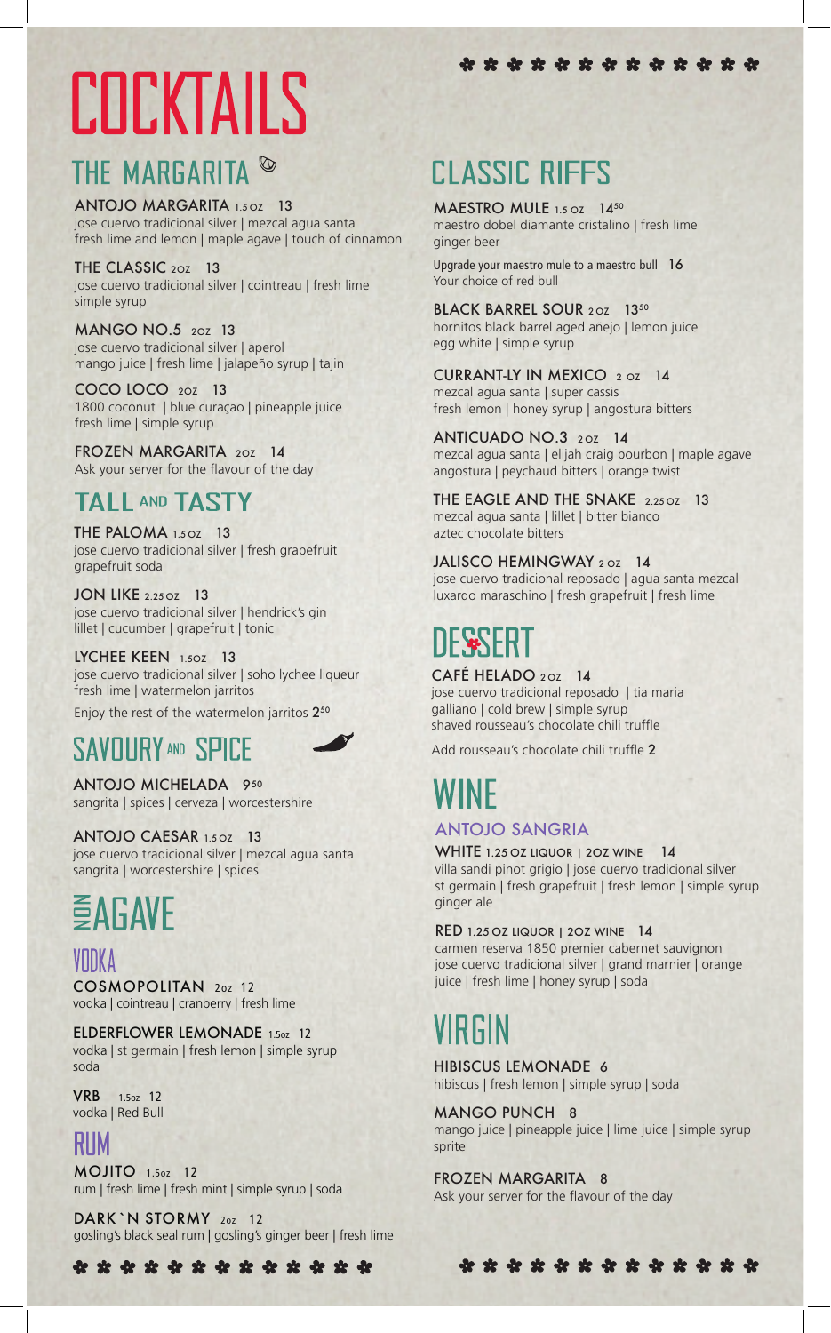# COCKTAILS

## THE MARGARITA

**ANTOJO MARGARITA** 1.5 oz 13
jose cuervo tradicional silver | mezcal agua santa
fresh lime and lemon | maple agave | touch of cinnamon

**THE CLASSIC** 2oz 13
jose cuervo tradicional silver | cointreau | fresh lime
simple syrup

**MANGO NO.5** 2oz 13
jose cuervo tradicional silver | aperol
mango juice | fresh lime | jalapeño syrup | tajin

**COCO LOCO** 2oz 13
1800 coconut | blue curaçao | pineapple juice
fresh lime | simple syrup

**FROZEN MARGARITA** 2oz 14
Ask your server for the flavour of the day

## TALL AND TASTY

**THE PALOMA** 1.5 oz 13
jose cuervo tradicional silver | fresh grapefruit
grapefruit soda

**JON LIKE** 2.25 oz 13
jose cuervo tradicional silver | hendrick's gin
lillet | cucumber | grapefruit | tonic

**LYCHEE KEEN** 1.5oz 13
jose cuervo tradicional silver | soho lychee liqueur
fresh lime | watermelon jarritos

Enjoy the rest of the watermelon jarritos 2.50

## SAVOURY AND SPICE

**ANTOJO MICHELADA** 9.50
sangrita | spices | cerveza | worcestershire

**ANTOJO CAESAR** 1.5 oz 13
jose cuervo tradicional silver | mezcal agua santa
sangrita | worcestershire | spices

## NON AGAVE

### VODKA

**COSMOPOLITAN** 2oz 12
vodka | cointreau | cranberry | fresh lime

**ELDERFLOWER LEMONADE** 1.5oz 12
vodka | st germain | fresh lemon | simple syrup
soda

**VRB** 1.5oz 12
vodka | Red Bull

### RUM

**MOJITO** 1.5oz 12
rum | fresh lime | fresh mint | simple syrup | soda

**DARK`N STORMY** 2oz 12
gosling's black seal rum | gosling's ginger beer | fresh lime

## CLASSIC RIFFS

**MAESTRO MULE** 1.5 oz 14.50
maestro dobel diamante cristalino | fresh lime
ginger beer

Upgrade your maestro mule to a maestro bull 16
Your choice of red bull

**BLACK BARREL SOUR** 2 oz 13.50
hornitos black barrel aged añejo | lemon juice
egg white | simple syrup

**CURRANT-LY IN MEXICO** 2 oz 14
mezcal agua santa | super cassis
fresh lemon | honey syrup | angostura bitters

**ANTICUADO NO.3** 2 oz 14
mezcal agua santa | elijah craig bourbon | maple agave
angostura | peychaud bitters | orange twist

**THE EAGLE AND THE SNAKE** 2.25 oz 13
mezcal agua santa | lillet | bitter bianco
aztec chocolate bitters

**JALISCO HEMINGWAY** 2 oz 14
jose cuervo tradicional reposado | agua santa mezcal
luxardo maraschino | fresh grapefruit | fresh lime

# DESSERT

**CAFÉ HELADO** 2 oz 14
jose cuervo tradicional reposado | tia maria
galliano | cold brew | simple syrup
shaved rousseau's chocolate chili truffle

Add rousseau's chocolate chili truffle **2**

# WINE

## ANTOJO SANGRIA

**WHITE** 1.25 OZ LIQUOR | 2OZ WINE 14
villa sandi pinot grigio | jose cuervo tradicional silver
st germain | fresh grapefruit | fresh lemon | simple syrup
ginger ale

**RED** 1.25 OZ LIQUOR | 2OZ WINE 14
carmen reserva 1850 premier cabernet sauvignon
jose cuervo tradicional silver | grand marnier | orange
juice | fresh lime | honey syrup | soda

# VIRGIN

**HIBISCUS LEMONADE** 6
hibiscus | fresh lemon | simple syrup | soda

**MANGO PUNCH** 8
mango juice | pineapple juice | lime juice | simple syrup
sprite

**FROZEN MARGARITA** 8
Ask your server for the flavour of the day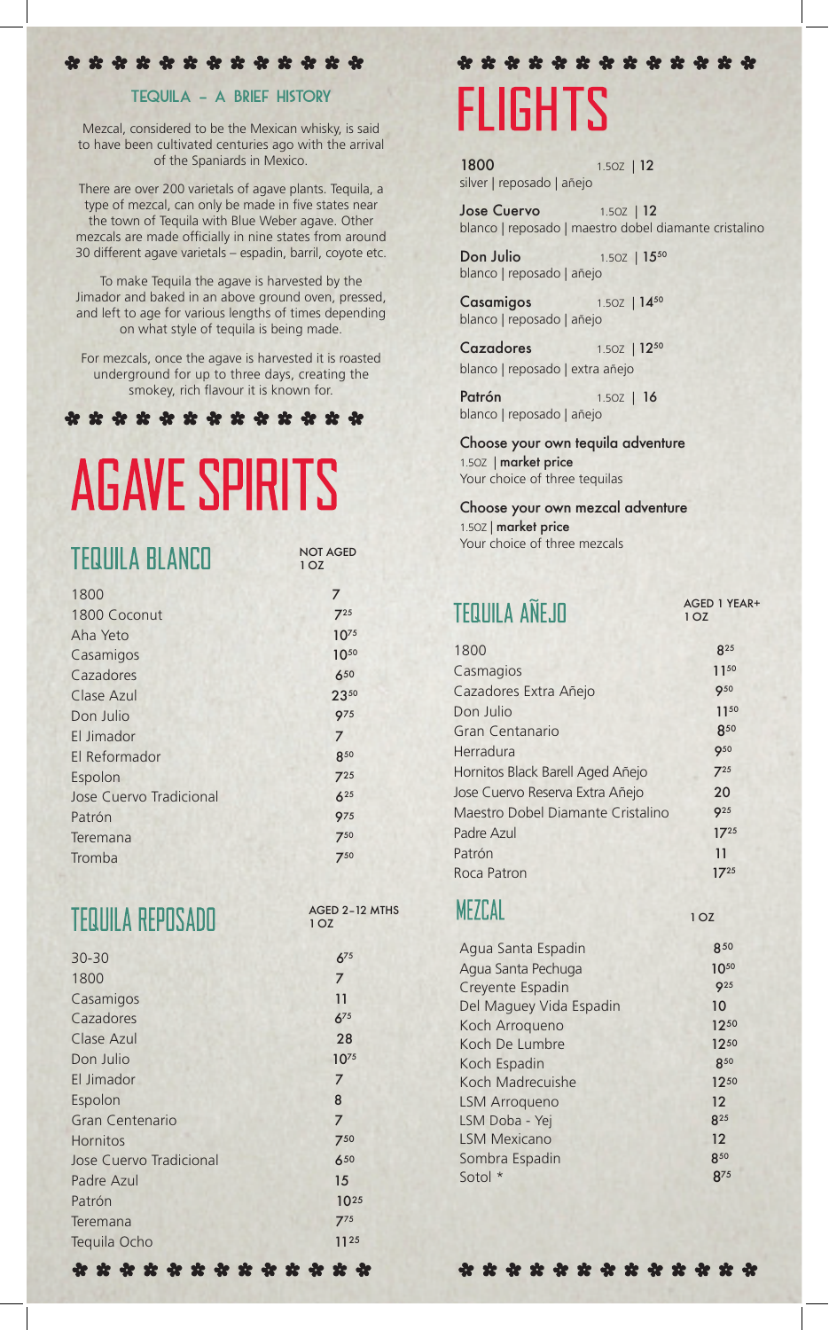## TEQUILA – A BRIEF HISTORY

Mezcal, considered to be the Mexican whisky, is said to have been cultivated centuries ago with the arrival of the Spaniards in Mexico.

There are over 200 varietals of agave plants. Tequila, a type of mezcal, can only be made in five states near the town of Tequila with Blue Weber agave. Other mezcals are made officially in nine states from around 30 different agave varietals – espadin, barril, coyote etc.

To make Tequila the agave is harvested by the Jimador and baked in an above ground oven, pressed, and left to age for various lengths of times depending on what style of tequila is being made.

For mezcals, once the agave is harvested it is roasted underground for up to three days, creating the smokey, rich flavour it is known for.

# AGAVE SPIRITS

## TEQUILA BLANCO

| NOT AGED | 1 OZ |
|---|---|
| 1800 | 7 |
| 1800 Coconut | 7.25 |
| Aha Yeto | 10.75 |
| Casamigos | 10.50 |
| Cazadores | 6.50 |
| Clase Azul | 23.50 |
| Don Julio | 9.75 |
| El Jimador | 7 |
| El Reformador | 8.50 |
| Espolon | 7.25 |
| Jose Cuervo Tradicional | 6.25 |
| Patrón | 9.75 |
| Teremana | 7.50 |
| Tromba | 7.50 |

## TEQUILA REPOSADO

| AGED 2–12 MTHS | 1 OZ |
|---|---|
| 30-30 | 6.75 |
| 1800 | 7 |
| Casamigos | 11 |
| Cazadores | 6.75 |
| Clase Azul | 28 |
| Don Julio | 10.75 |
| El Jimador | 7 |
| Espolon | 8 |
| Gran Centenario | 7 |
| Hornitos | 7.50 |
| Jose Cuervo Tradicional | 6.50 |
| Padre Azul | 15 |
| Patrón | 10.25 |
| Teremana | 7.75 |
| Tequila Ocho | 11.25 |

# FLIGHTS

**1800** 1.5OZ | **12**
silver | reposado | añejo

**Jose Cuervo** 1.5OZ | **12**
blanco | reposado | maestro dobel diamante cristalino

**Don Julio** 1.5OZ | **15.50**
blanco | reposado | añejo

**Casamigos** 1.5OZ | **14.50**
blanco | reposado | añejo

**Cazadores** 1.5OZ | **12.50**
blanco | reposado | extra añejo

**Patrón** 1.5OZ | **16**
blanco | reposado | añejo

**Choose your own tequila adventure**
1.5OZ | **market price**
Your choice of three tequilas

**Choose your own mezcal adventure**
1.5OZ | **market price**
Your choice of three mezcals

## TEQUILA AÑEJO

| AGED 1 YEAR+ | 1 OZ |
|---|---|
| 1800 | 8.25 |
| Casmagios | 11.50 |
| Cazadores Extra Añejo | 9.50 |
| Don Julio | 11.50 |
| Gran Centanario | 8.50 |
| Herradura | 9.50 |
| Hornitos Black Barell Aged Añejo | 7.25 |
| Jose Cuervo Reserva Extra Añejo | 20 |
| Maestro Dobel Diamante Cristalino | 9.25 |
| Padre Azul | 17.25 |
| Patrón | 11 |
| Roca Patron | 17.25 |

## MEZCAL

| | 1 OZ |
|---|---|
| Agua Santa Espadin | 8.50 |
| Agua Santa Pechuga | 10.50 |
| Creyente Espadin | 9.25 |
| Del Maguey Vida Espadin | 10 |
| Koch Arroqueno | 12.50 |
| Koch De Lumbre | 12.50 |
| Koch Espadin | 8.50 |
| Koch Madrecuishe | 12.50 |
| LSM Arroqueno | 12 |
| LSM Doba - Yej | 8.25 |
| LSM Mexicano | 12 |
| Sombra Espadin | 8.50 |
| Sotol * | 8.75 |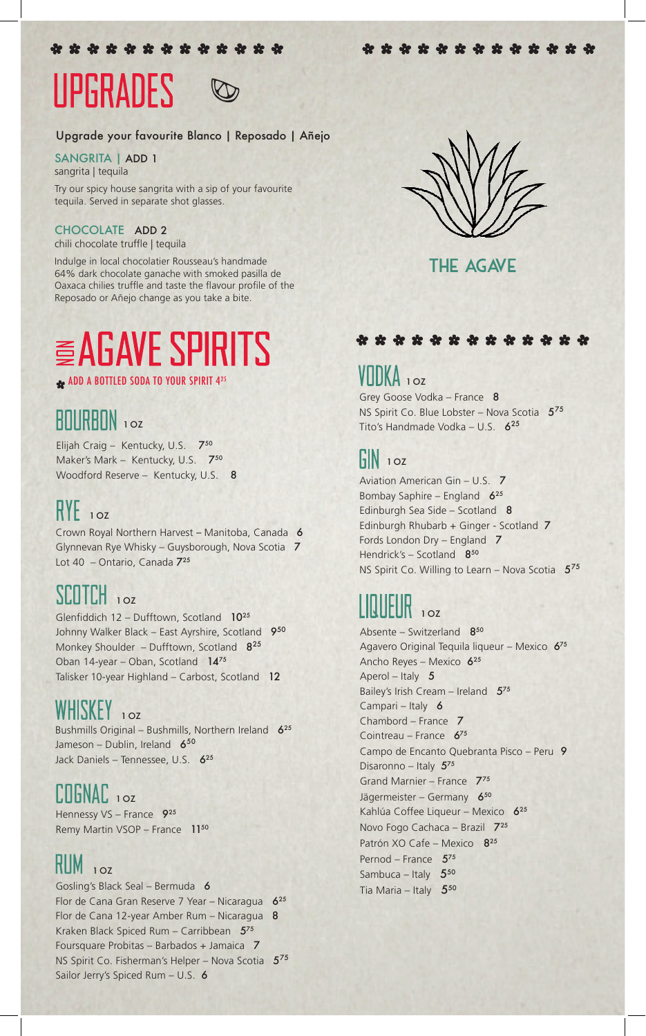# UPGRADES

Upgrade your favourite Blanco | Reposado | Añejo

**SANGRITA | ADD 1**
sangrita | tequila

Try our spicy house sangrita with a sip of your favourite tequila. Served in separate shot glasses.

**CHOCOLATE ADD 2**
chili chocolate truffle | tequila

Indulge in local chocolatier Rousseau's handmade 64% dark chocolate ganache with smoked pasilla de Oaxaca chilies truffle and taste the flavour profile of the Reposado or Añejo change as you take a bite.

# NON AGAVE SPIRITS

ADD A BOTTLED SODA TO YOUR SPIRIT 4[25]

## BOURBON 1 OZ

Elijah Craig – Kentucky, U.S. 7[50]
Maker's Mark – Kentucky, U.S. 7[50]
Woodford Reserve – Kentucky, U.S. 8

## RYE 1 OZ

Crown Royal Northern Harvest – Manitoba, Canada 6
Glynnevan Rye Whisky – Guysborough, Nova Scotia 7
Lot 40 – Ontario, Canada 7[25]

## SCOTCH 1 OZ

Glenfiddich 12 – Dufftown, Scotland 10[25]
Johnny Walker Black – East Ayrshire, Scotland 9[50]
Monkey Shoulder – Dufftown, Scotland 8[25]
Oban 14-year – Oban, Scotland 14[75]
Talisker 10-year Highland – Carbost, Scotland 12

## WHISKEY 1 OZ

Bushmills Original – Bushmills, Northern Ireland 6[25]
Jameson – Dublin, Ireland 6[50]
Jack Daniels – Tennessee, U.S. 6[25]

## COGNAC 1 OZ

Hennessy VS – France 9[25]
Remy Martin VSOP – France 11[50]

## RUM 1 OZ

Gosling's Black Seal – Bermuda 6
Flor de Cana Gran Reserve 7 Year – Nicaragua 6[25]
Flor de Cana 12-year Amber Rum – Nicaragua 8
Kraken Black Spiced Rum – Carribbean 5[75]
Foursquare Probitas – Barbados + Jamaica 7
NS Spirit Co. Fisherman's Helper – Nova Scotia 5[75]
Sailor Jerry's Spiced Rum – U.S. 6

THE AGAVE

## VODKA 1 OZ

Grey Goose Vodka – France 8
NS Spirit Co. Blue Lobster – Nova Scotia 5[75]
Tito's Handmade Vodka – U.S. 6[25]

## GIN 1 OZ

Aviation American Gin – U.S. 7
Bombay Saphire – England 6[25]
Edinburgh Sea Side – Scotland 8
Edinburgh Rhubarb + Ginger - Scotland 7
Fords London Dry – England 7
Hendrick's – Scotland 8[50]
NS Spirit Co. Willing to Learn – Nova Scotia 5[75]

## LIQUEUR 1 OZ

Absente – Switzerland 8[50]
Agavero Original Tequila liqueur – Mexico 6[75]
Ancho Reyes – Mexico 6[25]
Aperol – Italy 5
Bailey's Irish Cream – Ireland 5[75]
Campari – Italy 6
Chambord – France 7
Cointreau – France 6[75]
Campo de Encanto Quebranta Pisco – Peru 9
Disaronno – Italy 5[75]
Grand Marnier – France 7[75]
Jägermeister – Germany 6[50]
Kahlúa Coffee Liqueur – Mexico 6[25]
Novo Fogo Cachaca – Brazil 7[25]
Patrón XO Cafe – Mexico 8[25]
Pernod – France 5[75]
Sambuca – Italy 5[50]
Tia Maria – Italy 5[50]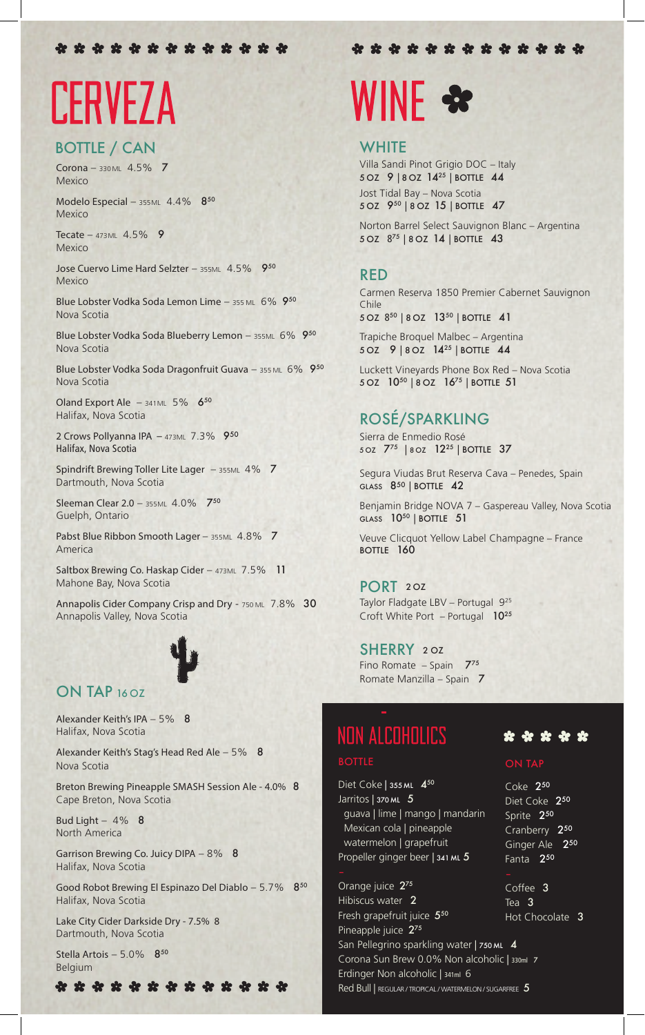# CERVEZA

## BOTTLE / CAN

Corona – 330ML 4.5% 7
Mexico

Modelo Especial – 355ML 4.4% 8.50
Mexico

Tecate – 473ML 4.5% 9
Mexico

Jose Cuervo Lime Hard Selzter – 355ML 4.5% 9.50
Mexico

Blue Lobster Vodka Soda Lemon Lime – 355 ML 6% 9.50
Nova Scotia

Blue Lobster Vodka Soda Blueberry Lemon – 355ML 6% 9.50
Nova Scotia

Blue Lobster Vodka Soda Dragonfruit Guava – 355 ML 6% 9.50
Nova Scotia

Oland Export Ale – 341ML 5% 6.50
Halifax, Nova Scotia

2 Crows Pollyanna IPA – 473ML 7.3% 9.50
Halifax, Nova Scotia

Spindrift Brewing Toller Lite Lager – 355ML 4% 7
Dartmouth, Nova Scotia

Sleeman Clear 2.0 – 355ML 4.0% 7.50
Guelph, Ontario

Pabst Blue Ribbon Smooth Lager – 355ML 4.8% 7
America

Saltbox Brewing Co. Haskap Cider – 473ML 7.5% 11
Mahone Bay, Nova Scotia

Annapolis Cider Company Crisp and Dry - 750 ML 7.8% 30
Annapolis Valley, Nova Scotia

## ON TAP 16 OZ

Alexander Keith's IPA – 5% 8
Halifax, Nova Scotia

Alexander Keith's Stag's Head Red Ale – 5% 8
Nova Scotia

Breton Brewing Pineapple SMASH Session Ale - 4.0% 8
Cape Breton, Nova Scotia

Bud Light – 4% 8
North America

Garrison Brewing Co. Juicy DIPA – 8% 8
Halifax, Nova Scotia

Good Robot Brewing El Espinazo Del Diablo – 5.7% 8.50
Halifax, Nova Scotia

Lake City Cider Darkside Dry - 7.5% 8
Dartmouth, Nova Scotia

Stella Artois – 5.0% 8.50
Belgium

# WINE

## WHITE

Villa Sandi Pinot Grigio DOC – Italy
5 OZ 9 | 8 OZ 14.25 | BOTTLE 44

Jost Tidal Bay – Nova Scotia
5 OZ 9.50 | 8 OZ 15 | BOTTLE 47

Norton Barrel Select Sauvignon Blanc – Argentina
5 OZ 8.75 | 8 OZ 14 | BOTTLE 43

## RED

Carmen Reserva 1850 Premier Cabernet Sauvignon
Chile
5 OZ 8.50 | 8 OZ 13.50 | BOTTLE 41

Trapiche Broquel Malbec – Argentina
5 OZ 9 | 8 OZ 14.25 | BOTTLE 44

Luckett Vineyards Phone Box Red – Nova Scotia
5 OZ 10.50 | 8 OZ 16.75 | BOTTLE 51

## ROSÉ/SPARKLING

Sierra de Enmedio Rosé
5 OZ 7.75 | 8 OZ 12.25 | BOTTLE 37

Segura Viudas Brut Reserva Cava – Penedes, Spain
GLASS 8.50 | BOTTLE 42

Benjamin Bridge NOVA 7 – Gaspereau Valley, Nova Scotia
GLASS 10.50 | BOTTLE 51

Veuve Clicquot Yellow Label Champagne – France
BOTTLE 160

## PORT 2 OZ

Taylor Fladgate LBV – Portugal 9.25
Croft White Port – Portugal 10.25

## SHERRY 2 OZ

Fino Romate – Spain 7.75
Romate Manzilla – Spain 7

# NON ALCOHOLICS

## BOTTLE

Diet Coke | 355 ML 4.50
Jarritos | 370 ML 5
guava | lime | mango | mandarin
Mexican cola | pineapple
watermelon | grapefruit
Propeller ginger beer | 341 ML 5

Orange juice 2.75
Hibiscus water 2
Fresh grapefruit juice 5.50
Pineapple juice 2.75
San Pellegrino sparkling water | 750 ML 4
Corona Sun Brew 0.0% Non alcoholic | 330ml 7
Erdinger Non alcoholic | 341ml 6
Red Bull | REGULAR / TROPICAL / WATERMELON / SUGARFREE 5

## ON TAP

Coke 2.50
Diet Coke 2.50
Sprite 2.50
Cranberry 2.50
Ginger Ale 2.50
Fanta 2.50

Coffee 3
Tea 3
Hot Chocolate 3